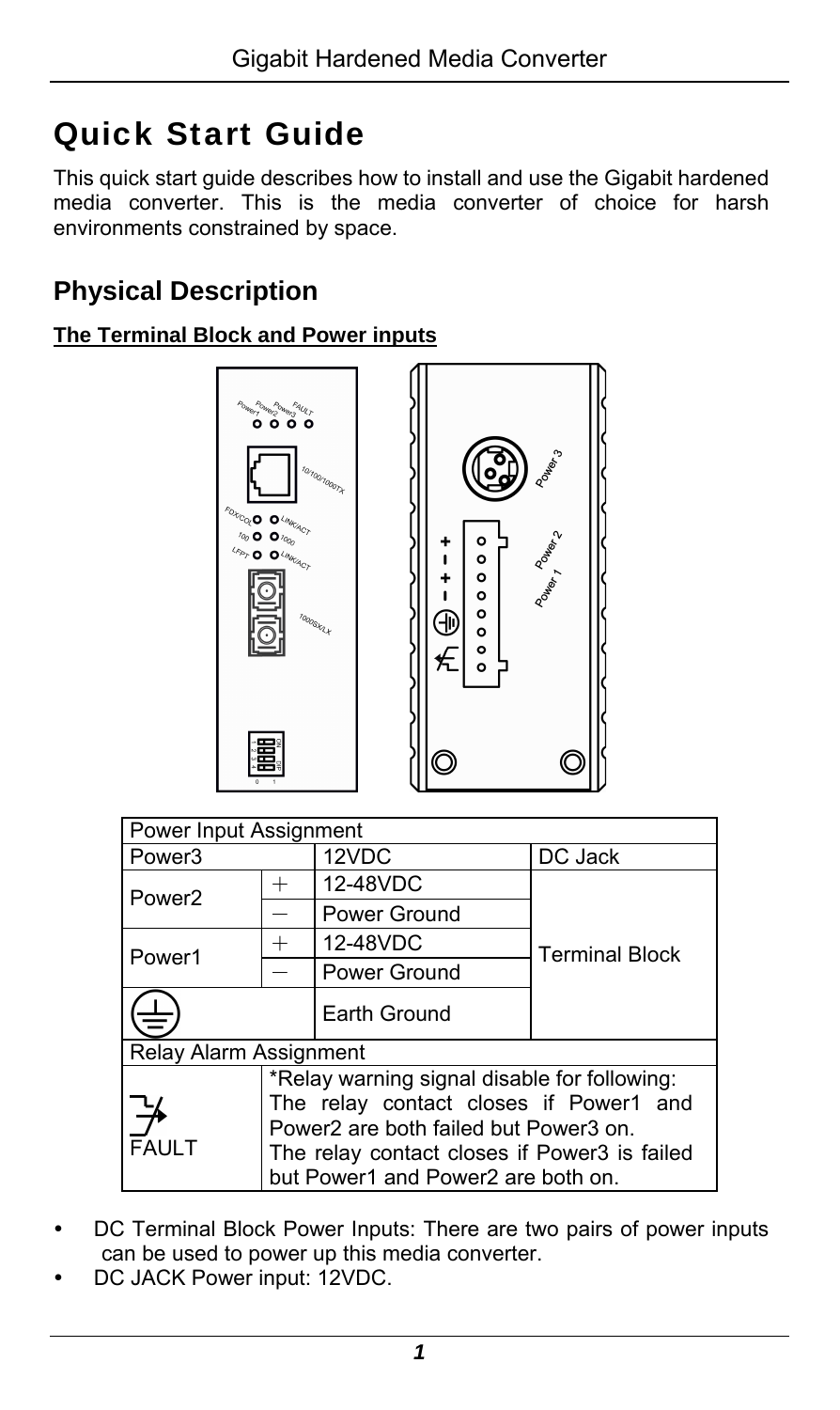# Quick Start Guide

This quick start guide describes how to install and use the Gigabit hardened media converter. This is the media converter of choice for harsh environments constrained by space.

## Physical Description

**The Terminal Block and Power inputs**

| Power Input Assignment | | | |
|---|---|---|---|
| Power3 | | 12VDC | DC Jack |
| Power2 | + | 12-48VDC | Terminal Block |
| | − | Power Ground | |
| Power1 | + | 12-48VDC | |
| | − | Power Ground | |
| ⏚ | | Earth Ground | |
| Relay Alarm Assignment | | | |
| FAULT | *Relay warning signal disable for following: The relay contact closes if Power1 and Power2 are both failed but Power3 on. The relay contact closes if Power3 is failed but Power1 and Power2 are both on. | | |

- DC Terminal Block Power Inputs: There are two pairs of power inputs can be used to power up this media converter.
- DC JACK Power input: 12VDC.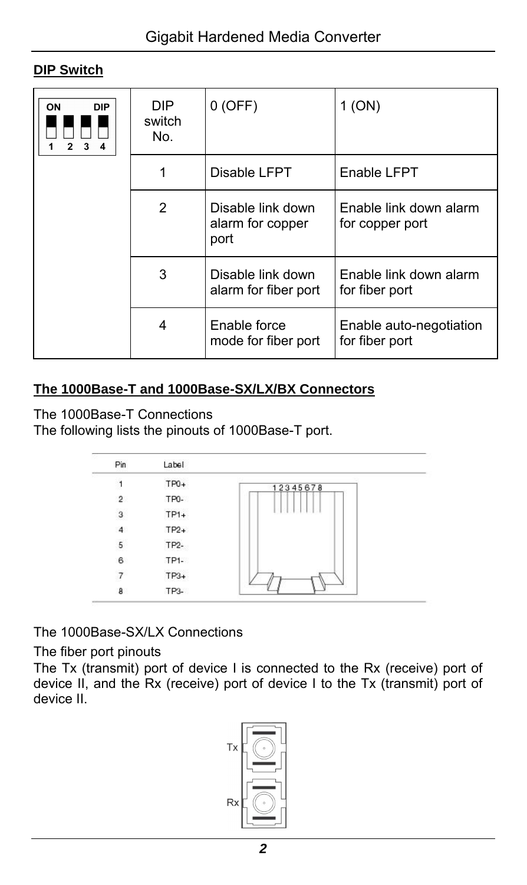## DIP Switch

| | DIP switch No. | 0 (OFF) | 1 (ON) |
|---|---|---|---|
| | 1 | Disable LFPT | Enable LFPT |
| | 2 | Disable link down alarm for copper port | Enable link down alarm for copper port |
| | 3 | Disable link down alarm for fiber port | Enable link down alarm for fiber port |
| | 4 | Enable force mode for fiber port | Enable auto-negotiation for fiber port |

## The 1000Base-T and 1000Base-SX/LX/BX Connectors

The 1000Base-T Connections

The following lists the pinouts of 1000Base-T port.

| Pin | Label |
|---|---|
| 1 | TP0+ |
| 2 | TP0- |
| 3 | TP1+ |
| 4 | TP2+ |
| 5 | TP2- |
| 6 | TP1- |
| 7 | TP3+ |
| 8 | TP3- |

The 1000Base-SX/LX Connections

The fiber port pinouts

The Tx (transmit) port of device I is connected to the Rx (receive) port of device II, and the Rx (receive) port of device I to the Tx (transmit) port of device II.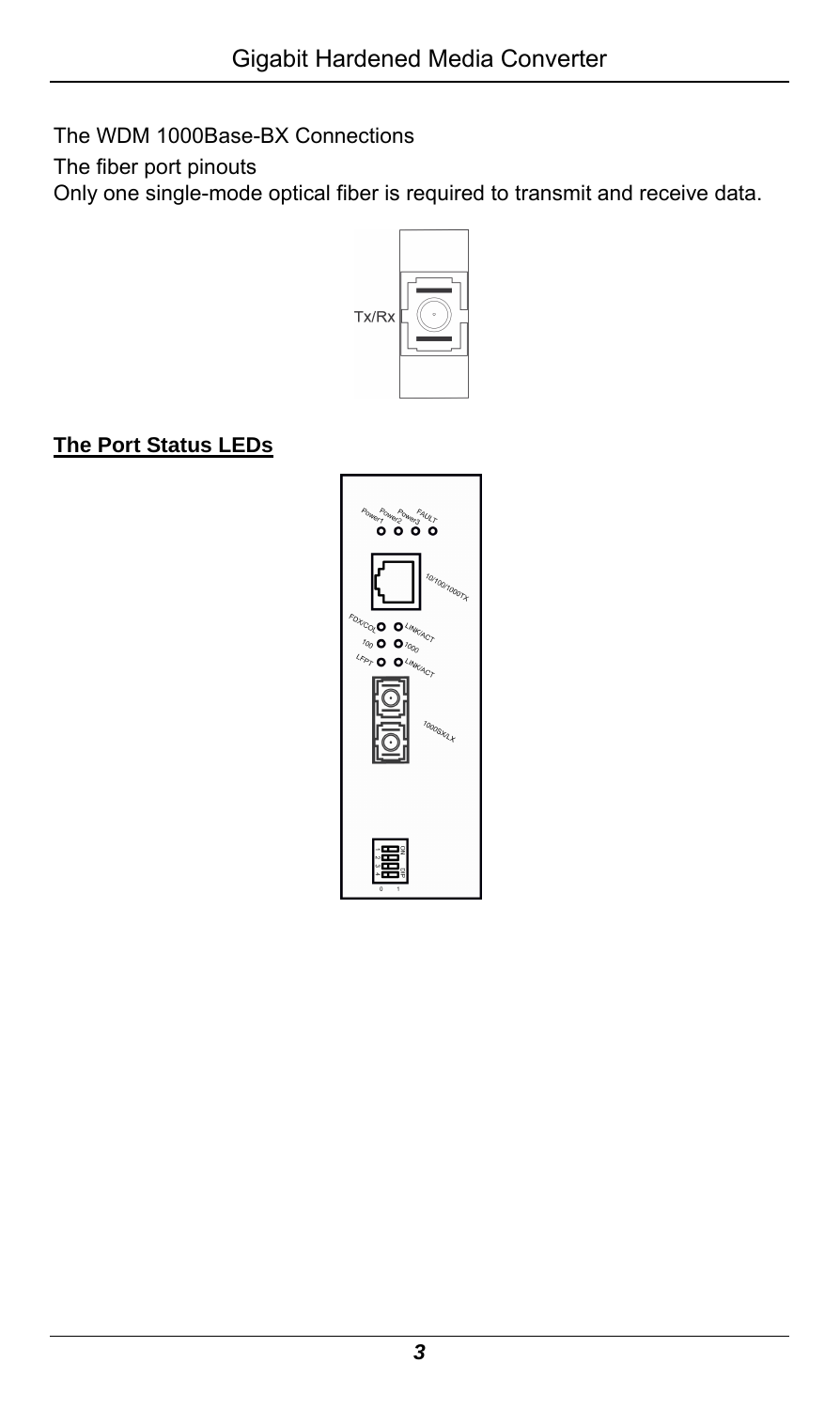The WDM 1000Base-BX Connections

The fiber port pinouts

Only one single-mode optical fiber is required to transmit and receive data.

Tx/Rx

## The Port Status LEDs

Power1 Power2 Power3 FAULT

10/100/1000TX

FDX/COL LINK/ACT

100 1000

LFPT LINK/ACT

1000SX/LX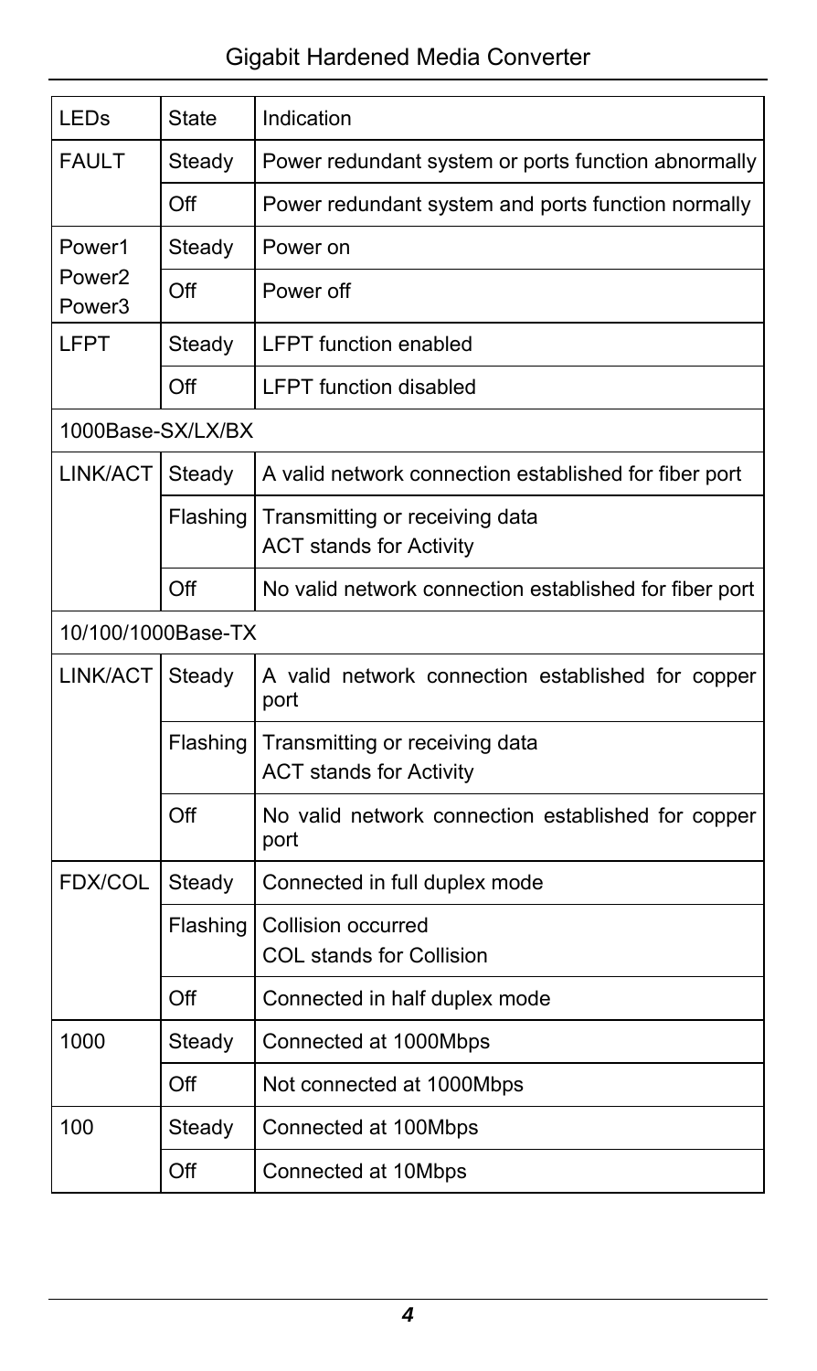| LEDs | State | Indication |
|---|---|---|
| FAULT | Steady | Power redundant system or ports function abnormally |
| | Off | Power redundant system and ports function normally |
| Power1 Power2 Power3 | Steady | Power on |
| | Off | Power off |
| LFPT | Steady | LFPT function enabled |
| | Off | LFPT function disabled |
| 1000Base-SX/LX/BX | | |
| LINK/ACT | Steady | A valid network connection established for fiber port |
| | Flashing | Transmitting or receiving data<br>ACT stands for Activity |
| | Off | No valid network connection established for fiber port |
| 10/100/1000Base-TX | | |
| LINK/ACT | Steady | A valid network connection established for copper port |
| | Flashing | Transmitting or receiving data<br>ACT stands for Activity |
| | Off | No valid network connection established for copper port |
| FDX/COL | Steady | Connected in full duplex mode |
| | Flashing | Collision occurred<br>COL stands for Collision |
| | Off | Connected in half duplex mode |
| 1000 | Steady | Connected at 1000Mbps |
| | Off | Not connected at 1000Mbps |
| 100 | Steady | Connected at 100Mbps |
| | Off | Connected at 10Mbps |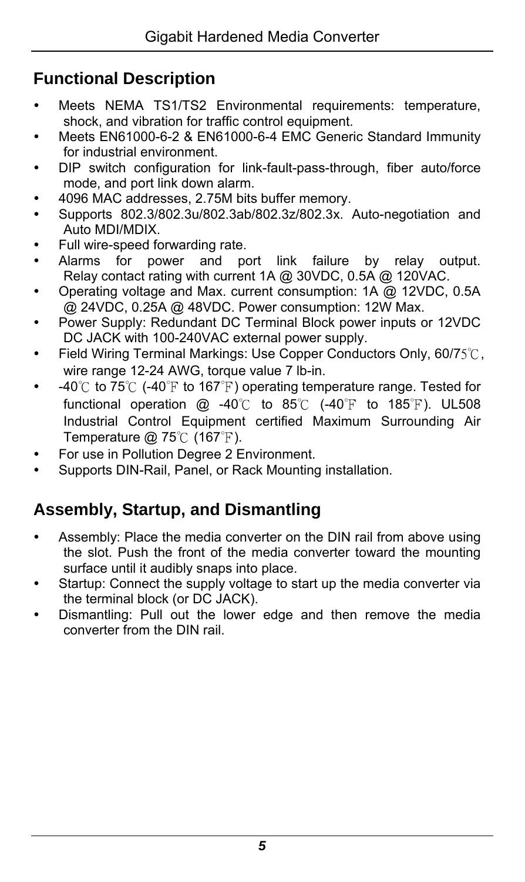## Functional Description

- Meets NEMA TS1/TS2 Environmental requirements: temperature, shock, and vibration for traffic control equipment.
- Meets EN61000-6-2 & EN61000-6-4 EMC Generic Standard Immunity for industrial environment.
- DIP switch configuration for link-fault-pass-through, fiber auto/force mode, and port link down alarm.
- 4096 MAC addresses, 2.75M bits buffer memory.
- Supports 802.3/802.3u/802.3ab/802.3z/802.3x. Auto-negotiation and Auto MDI/MDIX.
- Full wire-speed forwarding rate.
- Alarms for power and port link failure by relay output. Relay contact rating with current 1A @ 30VDC, 0.5A @ 120VAC.
- Operating voltage and Max. current consumption: 1A @ 12VDC, 0.5A @ 24VDC, 0.25A @ 48VDC. Power consumption: 12W Max.
- Power Supply: Redundant DC Terminal Block power inputs or 12VDC DC JACK with 100-240VAC external power supply.
- Field Wiring Terminal Markings: Use Copper Conductors Only, 60/75℃, wire range 12-24 AWG, torque value 7 lb-in.
- -40℃ to 75℃ (-40℉ to 167℉) operating temperature range. Tested for functional operation @ -40℃ to 85℃ (-40℉ to 185℉). UL508 Industrial Control Equipment certified Maximum Surrounding Air Temperature @ 75℃ (167℉).
- For use in Pollution Degree 2 Environment.
- Supports DIN-Rail, Panel, or Rack Mounting installation.

## Assembly, Startup, and Dismantling

- Assembly: Place the media converter on the DIN rail from above using the slot. Push the front of the media converter toward the mounting surface until it audibly snaps into place.
- Startup: Connect the supply voltage to start up the media converter via the terminal block (or DC JACK).
- Dismantling: Pull out the lower edge and then remove the media converter from the DIN rail.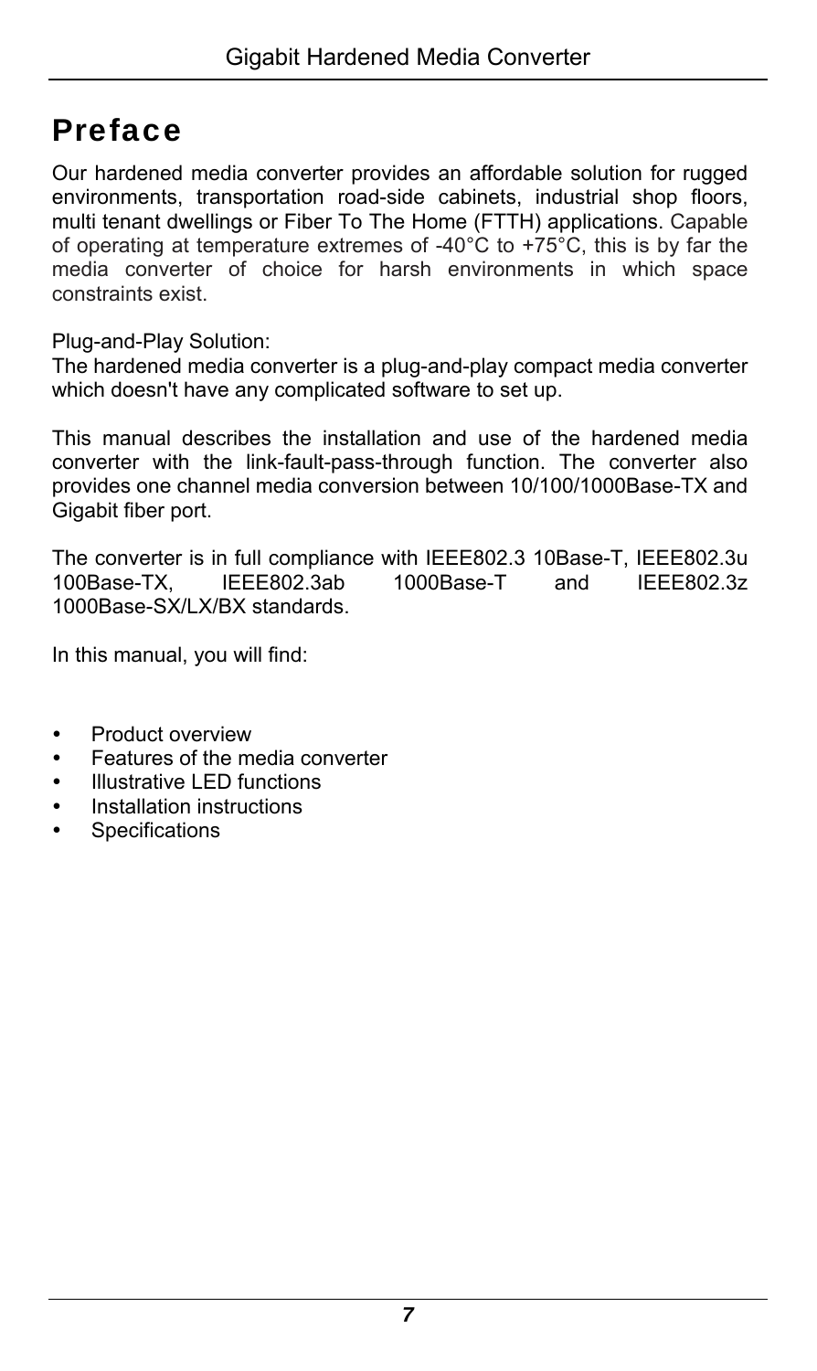// Preface

Our hardened media converter provides an affordable solution for rugged environments, transportation road-side cabinets, industrial shop floors, multi tenant dwellings or Fiber To The Home (FTTH) applications. Capable of operating at temperature extremes of -40°C to +75°C, this is by far the media converter of choice for harsh environments in which space constraints exist.

Plug-and-Play Solution:
The hardened media converter is a plug-and-play compact media converter which doesn't have any complicated software to set up.

This manual describes the installation and use of the hardened media converter with the link-fault-pass-through function. The converter also provides one channel media conversion between 10/100/1000Base-TX and Gigabit fiber port.

The converter is in full compliance with IEEE802.3 10Base-T, IEEE802.3u 100Base-TX, IEEE802.3ab 1000Base-T and IEEE802.3z 1000Base-SX/LX/BX standards.

In this manual, you will find:

- Product overview
- Features of the media converter
- Illustrative LED functions
- Installation instructions
- Specifications

# Preface

Our hardened media converter provides an affordable solution for rugged environments, transportation road-side cabinets, industrial shop floors, multi tenant dwellings or Fiber To The Home (FTTH) applications. Capable of operating at temperature extremes of -40°C to +75°C, this is by far the media converter of choice for harsh environments in which space constraints exist.

Plug-and-Play Solution:
The hardened media converter is a plug-and-play compact media converter which doesn't have any complicated software to set up.

This manual describes the installation and use of the hardened media converter with the link-fault-pass-through function. The converter also provides one channel media conversion between 10/100/1000Base-TX and Gigabit fiber port.

The converter is in full compliance with IEEE802.3 10Base-T, IEEE802.3u 100Base-TX, IEEE802.3ab 1000Base-T and IEEE802.3z 1000Base-SX/LX/BX standards.

In this manual, you will find:

- Product overview
- Features of the media converter
- Illustrative LED functions
- Installation instructions
- Specifications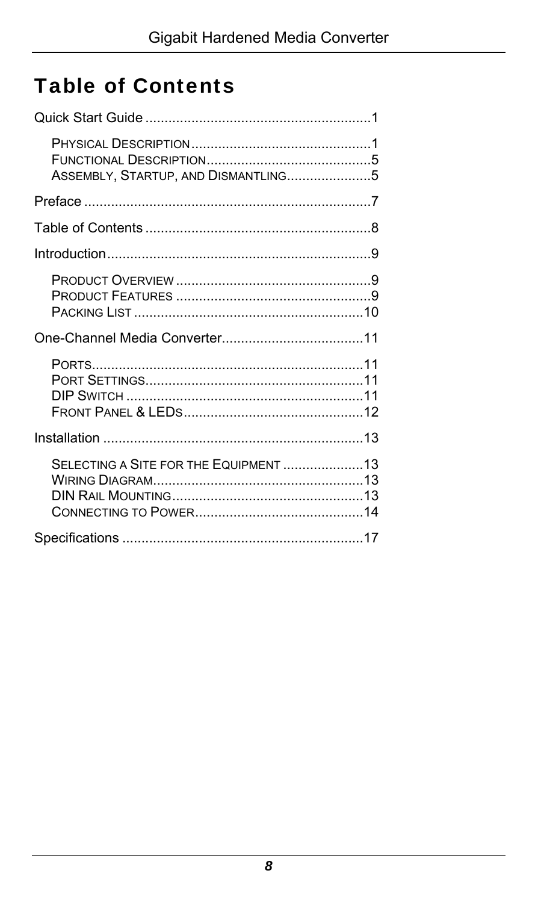# Table of Contents

Quick Start Guide ..........................................................1

- Physical Description ..............................................1
- Functional Description ..........................................5
- Assembly, Startup, and Dismantling ......................5

Preface ..........................................................................7

Table of Contents ..........................................................8

Introduction ....................................................................9

- Product Overview ..................................................9
- Product Features ..................................................9
- Packing List ..........................................................10

One-Channel Media Converter .....................................11

- Ports ......................................................................11
- Port Settings .........................................................11
- DIP Switch ............................................................11
- Front Panel & LEDs ..............................................12

Installation ....................................................................13

- Selecting a Site for the Equipment .....................13
- Wiring Diagram .....................................................13
- DIN Rail Mounting .................................................13
- Connecting to Power ............................................14

Specifications ...............................................................17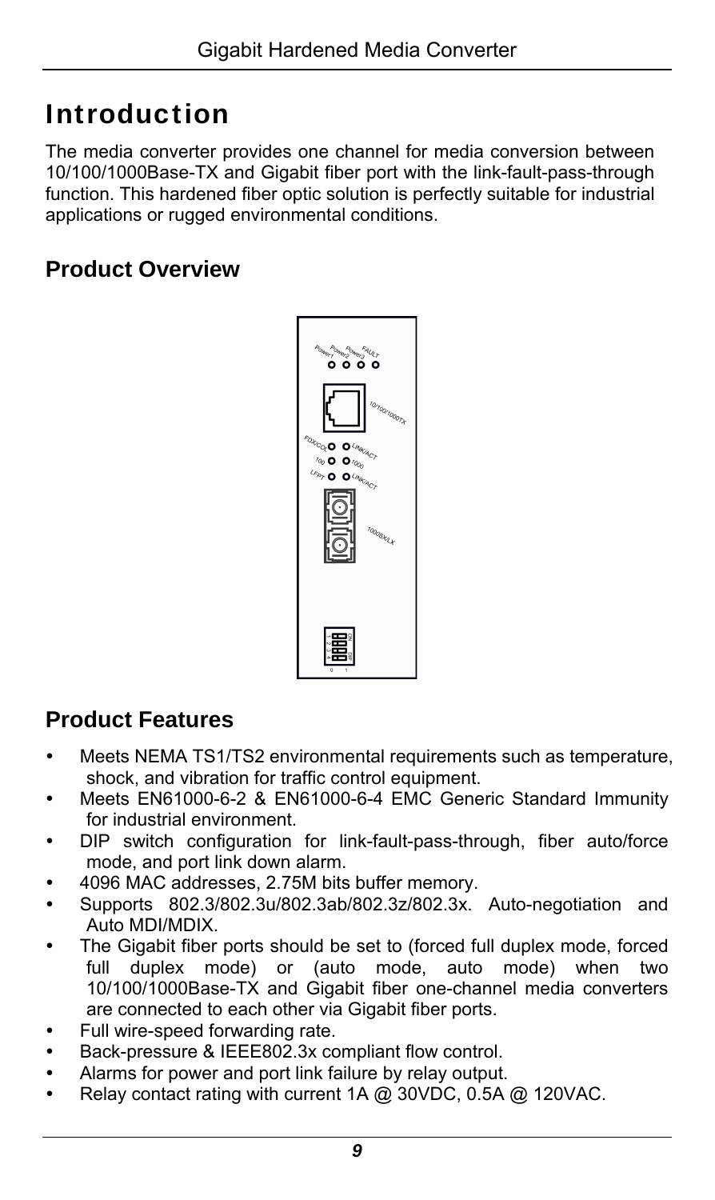# Introduction

The media converter provides one channel for media conversion between 10/100/1000Base-TX and Gigabit fiber port with the link-fault-pass-through function. This hardened fiber optic solution is perfectly suitable for industrial applications or rugged environmental conditions.

## Product Overview

## Product Features

- Meets NEMA TS1/TS2 environmental requirements such as temperature, shock, and vibration for traffic control equipment.
- Meets EN61000-6-2 & EN61000-6-4 EMC Generic Standard Immunity for industrial environment.
- DIP switch configuration for link-fault-pass-through, fiber auto/force mode, and port link down alarm.
- 4096 MAC addresses, 2.75M bits buffer memory.
- Supports 802.3/802.3u/802.3ab/802.3z/802.3x. Auto-negotiation and Auto MDI/MDIX.
- The Gigabit fiber ports should be set to (forced full duplex mode, forced full duplex mode) or (auto mode, auto mode) when two 10/100/1000Base-TX and Gigabit fiber one-channel media converters are connected to each other via Gigabit fiber ports.
- Full wire-speed forwarding rate.
- Back-pressure & IEEE802.3x compliant flow control.
- Alarms for power and port link failure by relay output.
- Relay contact rating with current 1A @ 30VDC, 0.5A @ 120VAC.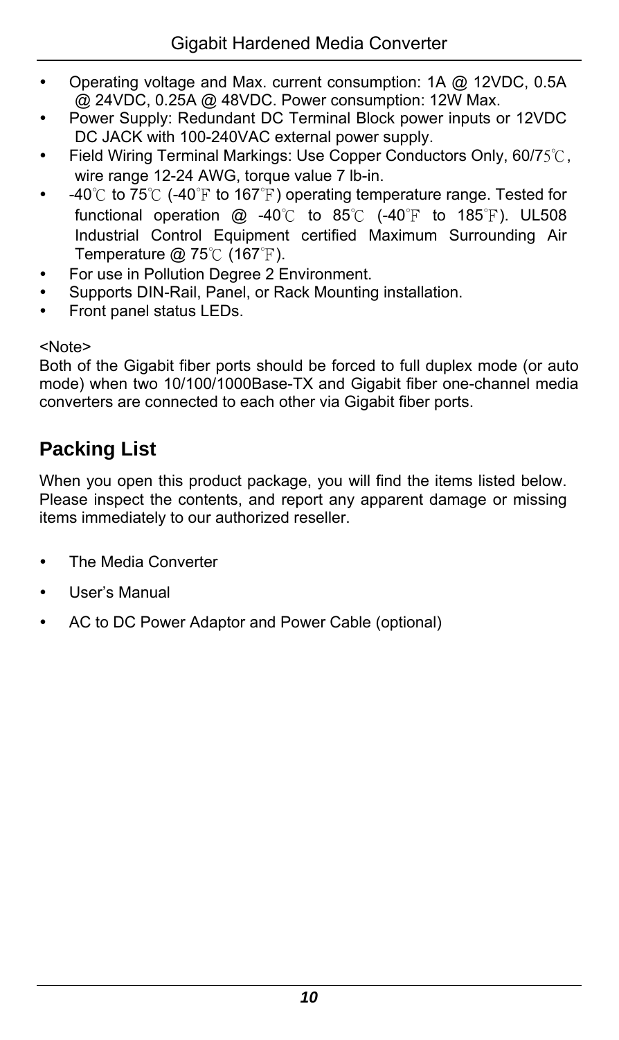- Operating voltage and Max. current consumption: 1A @ 12VDC, 0.5A @ 24VDC, 0.25A @ 48VDC. Power consumption: 12W Max.
- Power Supply: Redundant DC Terminal Block power inputs or 12VDC DC JACK with 100-240VAC external power supply.
- Field Wiring Terminal Markings: Use Copper Conductors Only, 60/75℃, wire range 12-24 AWG, torque value 7 lb-in.
- -40℃ to 75℃ (-40℉ to 167℉) operating temperature range. Tested for functional operation @ -40℃ to 85℃ (-40℉ to 185℉). UL508 Industrial Control Equipment certified Maximum Surrounding Air Temperature @ 75℃ (167℉).
- For use in Pollution Degree 2 Environment.
- Supports DIN-Rail, Panel, or Rack Mounting installation.
- Front panel status LEDs.

<Note>
Both of the Gigabit fiber ports should be forced to full duplex mode (or auto mode) when two 10/100/1000Base-TX and Gigabit fiber one-channel media converters are connected to each other via Gigabit fiber ports.

## Packing List

When you open this product package, you will find the items listed below. Please inspect the contents, and report any apparent damage or missing items immediately to our authorized reseller.

- The Media Converter
- User's Manual
- AC to DC Power Adaptor and Power Cable (optional)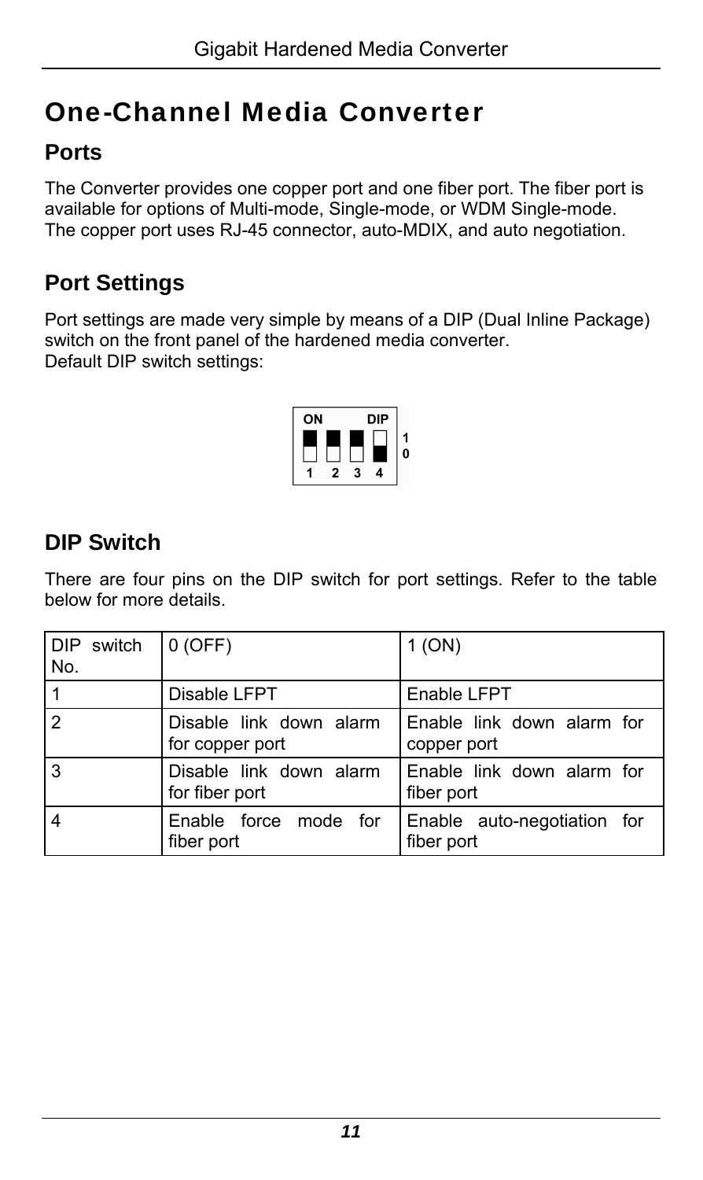# One-Channel Media Converter

## Ports

The Converter provides one copper port and one fiber port. The fiber port is available for options of Multi-mode, Single-mode, or WDM Single-mode. The copper port uses RJ-45 connector, auto-MDIX, and auto negotiation.

## Port Settings

Port settings are made very simple by means of a DIP (Dual Inline Package) switch on the front panel of the hardened media converter.
Default DIP switch settings:

## DIP Switch

There are four pins on the DIP switch for port settings. Refer to the table below for more details.

| DIP switch No. | 0 (OFF) | 1 (ON) |
|---|---|---|
| 1 | Disable LFPT | Enable LFPT |
| 2 | Disable link down alarm for copper port | Enable link down alarm for copper port |
| 3 | Disable link down alarm for fiber port | Enable link down alarm for fiber port |
| 4 | Enable force mode for fiber port | Enable auto-negotiation for fiber port |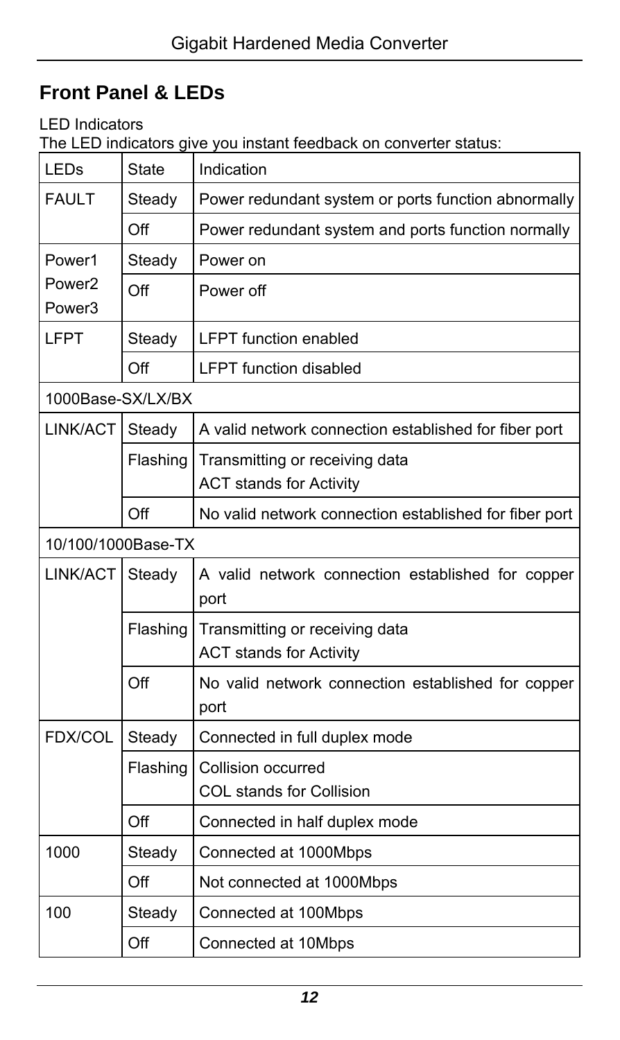## Front Panel & LEDs

LED Indicators

The LED indicators give you instant feedback on converter status:

| LEDs | State | Indication |
|---|---|---|
| FAULT | Steady | Power redundant system or ports function abnormally |
| | Off | Power redundant system and ports function normally |
| Power1<br>Power2<br>Power3 | Steady | Power on |
| | Off | Power off |
| LFPT | Steady | LFPT function enabled |
| | Off | LFPT function disabled |
| 1000Base-SX/LX/BX | | |
| LINK/ACT | Steady | A valid network connection established for fiber port |
| | Flashing | Transmitting or receiving data<br>ACT stands for Activity |
| | Off | No valid network connection established for fiber port |
| 10/100/1000Base-TX | | |
| LINK/ACT | Steady | A valid network connection established for copper port |
| | Flashing | Transmitting or receiving data<br>ACT stands for Activity |
| | Off | No valid network connection established for copper port |
| FDX/COL | Steady | Connected in full duplex mode |
| | Flashing | Collision occurred<br>COL stands for Collision |
| | Off | Connected in half duplex mode |
| 1000 | Steady | Connected at 1000Mbps |
| | Off | Not connected at 1000Mbps |
| 100 | Steady | Connected at 100Mbps |
| | Off | Connected at 10Mbps |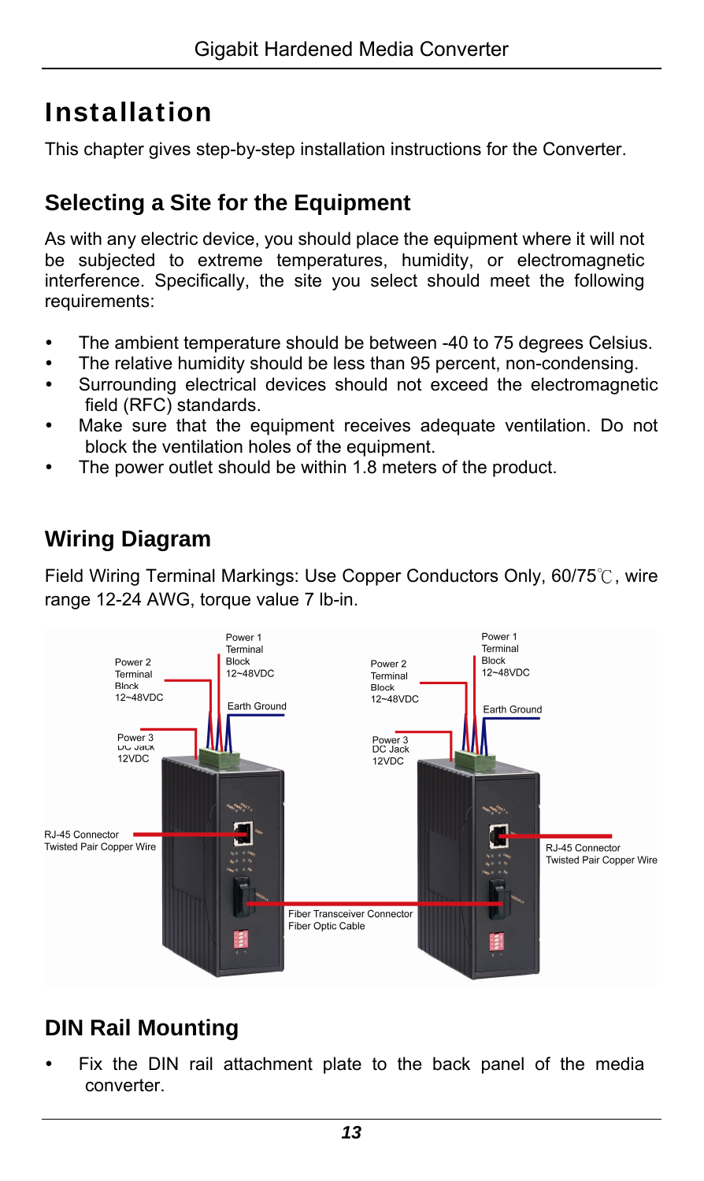# Installation

This chapter gives step-by-step installation instructions for the Converter.

## Selecting a Site for the Equipment

As with any electric device, you should place the equipment where it will not be subjected to extreme temperatures, humidity, or electromagnetic interference. Specifically, the site you select should meet the following requirements:

- The ambient temperature should be between -40 to 75 degrees Celsius.
- The relative humidity should be less than 95 percent, non-condensing.
- Surrounding electrical devices should not exceed the electromagnetic field (RFC) standards.
- Make sure that the equipment receives adequate ventilation. Do not block the ventilation holes of the equipment.
- The power outlet should be within 1.8 meters of the product.

## Wiring Diagram

Field Wiring Terminal Markings: Use Copper Conductors Only, 60/75℃, wire range 12-24 AWG, torque value 7 lb-in.

Power 1 Terminal Block 12~48VDC
Power 2 Terminal Block 12~48VDC
Earth Ground
Power 3 DC Jack 12VDC
RJ-45 Connector Twisted Pair Copper Wire
Fiber Transceiver Connector Fiber Optic Cable

## DIN Rail Mounting

- Fix the DIN rail attachment plate to the back panel of the media converter.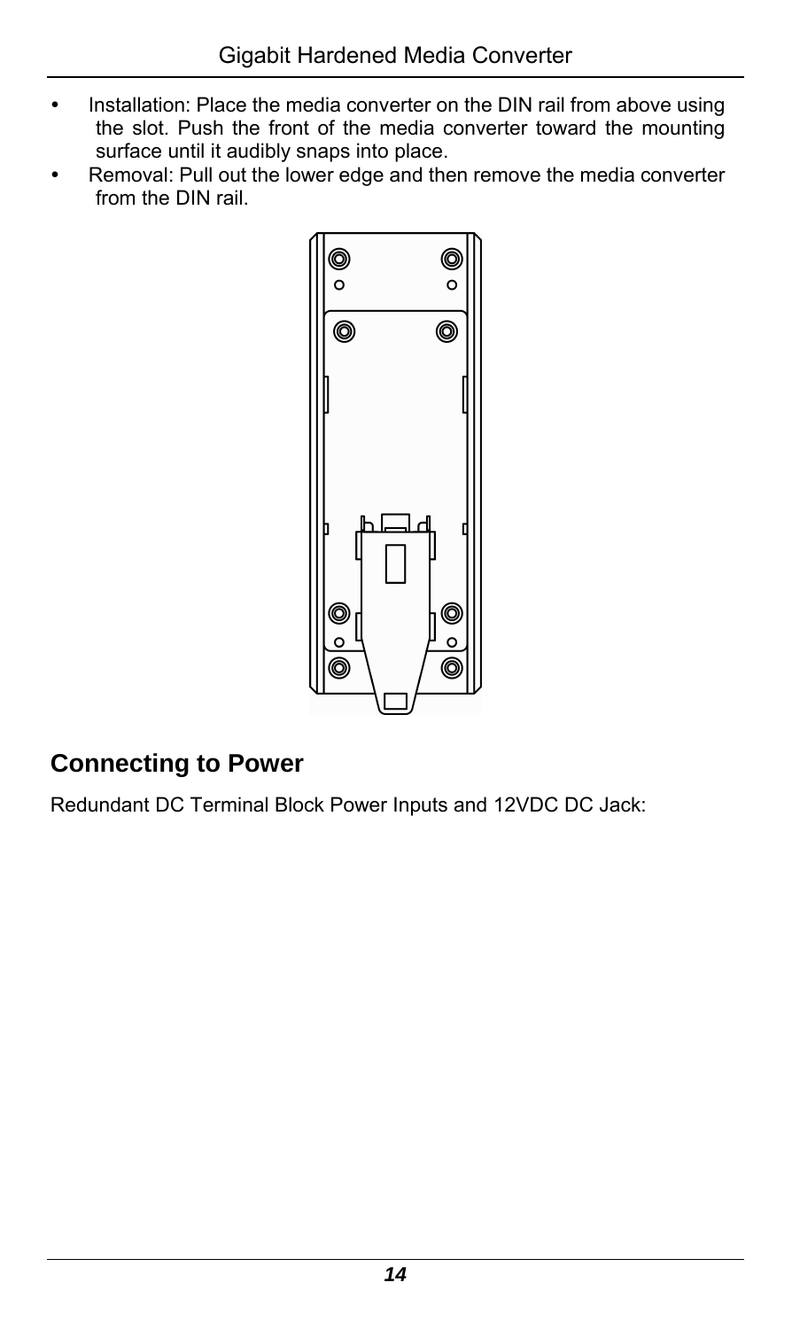- Installation: Place the media converter on the DIN rail from above using the slot. Push the front of the media converter toward the mounting surface until it audibly snaps into place.
- Removal: Pull out the lower edge and then remove the media converter from the DIN rail.

## Connecting to Power

Redundant DC Terminal Block Power Inputs and 12VDC DC Jack: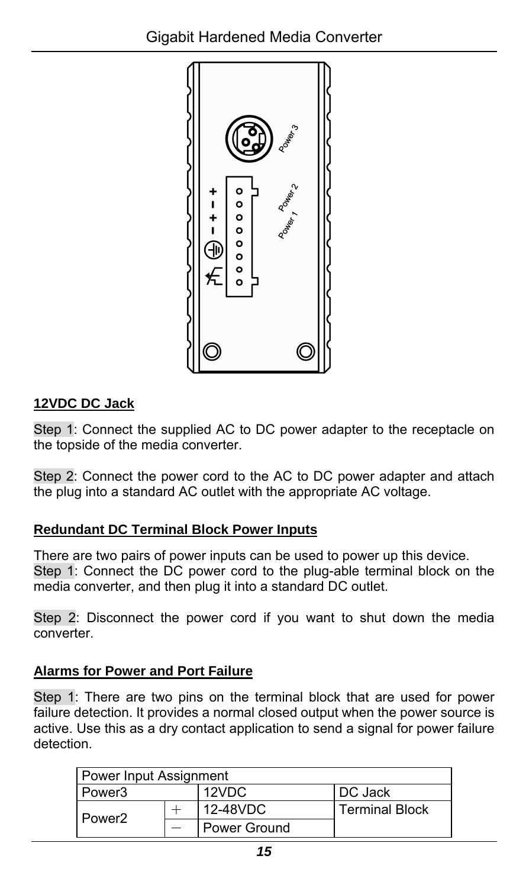#### **12VDC DC Jack**

Step 1: Connect the supplied AC to DC power adapter to the receptacle on the topside of the media converter.

Step 2: Connect the power cord to the AC to DC power adapter and attach the plug into a standard AC outlet with the appropriate AC voltage.

#### **Redundant DC Terminal Block Power Inputs**

There are two pairs of power inputs can be used to power up this device.
Step 1: Connect the DC power cord to the plug-able terminal block on the media converter, and then plug it into a standard DC outlet.

Step 2: Disconnect the power cord if you want to shut down the media converter.

#### **Alarms for Power and Port Failure**

Step 1: There are two pins on the terminal block that are used for power failure detection. It provides a normal closed output when the power source is active. Use this as a dry contact application to send a signal for power failure detection.

| Power Input Assignment | | | |
|---|---|---|---|
| Power3 | | 12VDC | DC Jack |
| Power2 | + | 12-48VDC | Terminal Block |
| | − | Power Ground | |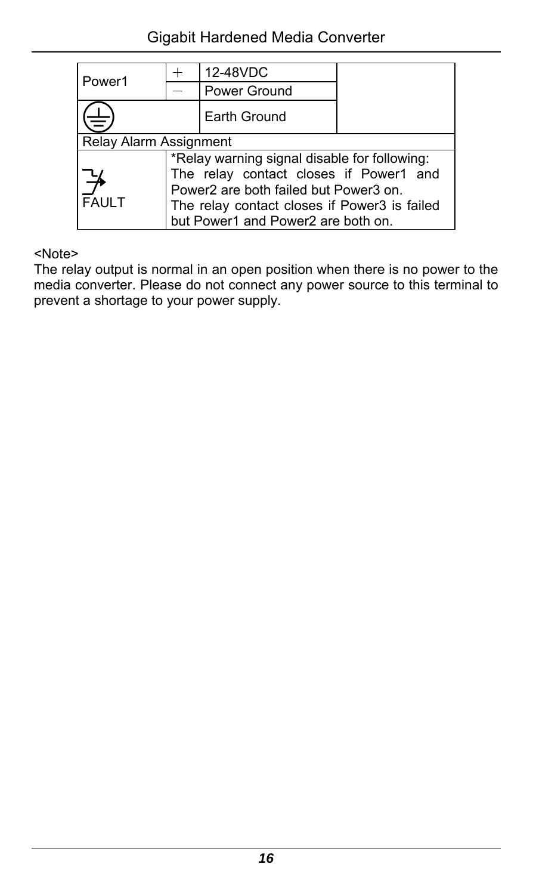| Power1 | + | 12-48VDC | |
|---|---|---|---|
| | − | Power Ground | |
| ⏚ | | Earth Ground | |
| Relay Alarm Assignment | | | |
| FAULT | *Relay warning signal disable for following: The relay contact closes if Power1 and Power2 are both failed but Power3 on. The relay contact closes if Power3 is failed but Power1 and Power2 are both on. | | |

<Note>

The relay output is normal in an open position when there is no power to the media converter. Please do not connect any power source to this terminal to prevent a shortage to your power supply.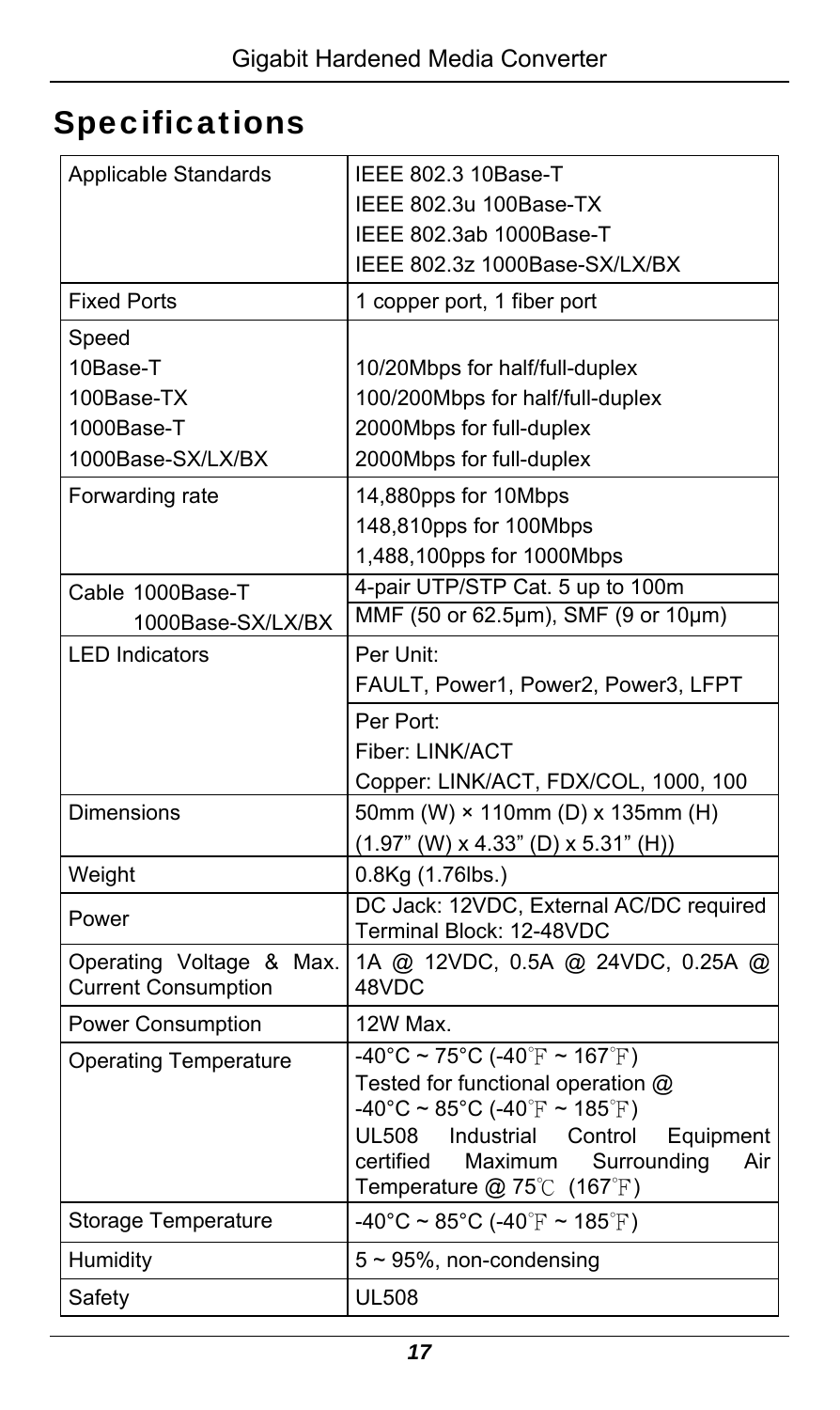## Specifications

| | |
|---|---|
| Applicable Standards | IEEE 802.3 10Base-T<br>IEEE 802.3u 100Base-TX<br>IEEE 802.3ab 1000Base-T<br>IEEE 802.3z 1000Base-SX/LX/BX |
| Fixed Ports | 1 copper port, 1 fiber port |
| Speed<br>10Base-T<br>100Base-TX<br>1000Base-T<br>1000Base-SX/LX/BX | <br>10/20Mbps for half/full-duplex<br>100/200Mbps for half/full-duplex<br>2000Mbps for full-duplex<br>2000Mbps for full-duplex |
| Forwarding rate | 14,880pps for 10Mbps<br>148,810pps for 100Mbps<br>1,488,100pps for 1000Mbps |
| Cable 1000Base-T<br>1000Base-SX/LX/BX | 4-pair UTP/STP Cat. 5 up to 100m<br>MMF (50 or 62.5μm), SMF (9 or 10μm) |
| LED Indicators | Per Unit:<br>FAULT, Power1, Power2, Power3, LFPT<br>Per Port:<br>Fiber: LINK/ACT<br>Copper: LINK/ACT, FDX/COL, 1000, 100 |
| Dimensions | 50mm (W) × 110mm (D) x 135mm (H)<br>(1.97" (W) x 4.33" (D) x 5.31" (H)) |
| Weight | 0.8Kg (1.76lbs.) |
| Power | DC Jack: 12VDC, External AC/DC required<br>Terminal Block: 12-48VDC |
| Operating Voltage & Max. Current Consumption | 1A @ 12VDC, 0.5A @ 24VDC, 0.25A @ 48VDC |
| Power Consumption | 12W Max. |
| Operating Temperature | -40°C ~ 75°C (-40℉ ~ 167℉)<br>Tested for functional operation @<br>-40°C ~ 85°C (-40℉ ~ 185℉)<br>UL508 Industrial Control Equipment certified Maximum Surrounding Air Temperature @ 75℃ (167℉) |
| Storage Temperature | -40°C ~ 85°C (-40℉ ~ 185℉) |
| Humidity | 5 ~ 95%, non-condensing |
| Safety | UL508 |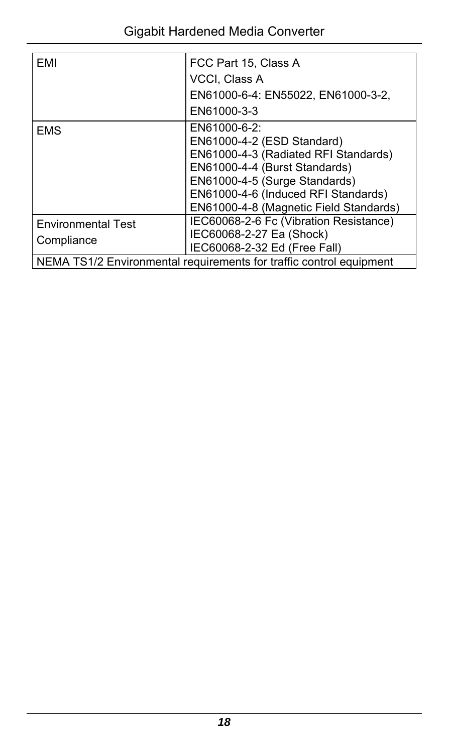| | |
|---|---|
| EMI | FCC Part 15, Class A<br>VCCI, Class A<br>EN61000-6-4: EN55022, EN61000-3-2, EN61000-3-3 |
| EMS | EN61000-6-2:<br>EN61000-4-2 (ESD Standard)<br>EN61000-4-3 (Radiated RFI Standards)<br>EN61000-4-4 (Burst Standards)<br>EN61000-4-5 (Surge Standards)<br>EN61000-4-6 (Induced RFI Standards)<br>EN61000-4-8 (Magnetic Field Standards) |
| Environmental Test Compliance | IEC60068-2-6 Fc (Vibration Resistance)<br>IEC60068-2-27 Ea (Shock)<br>IEC60068-2-32 Ed (Free Fall) |
| NEMA TS1/2 Environmental requirements for traffic control equipment | |